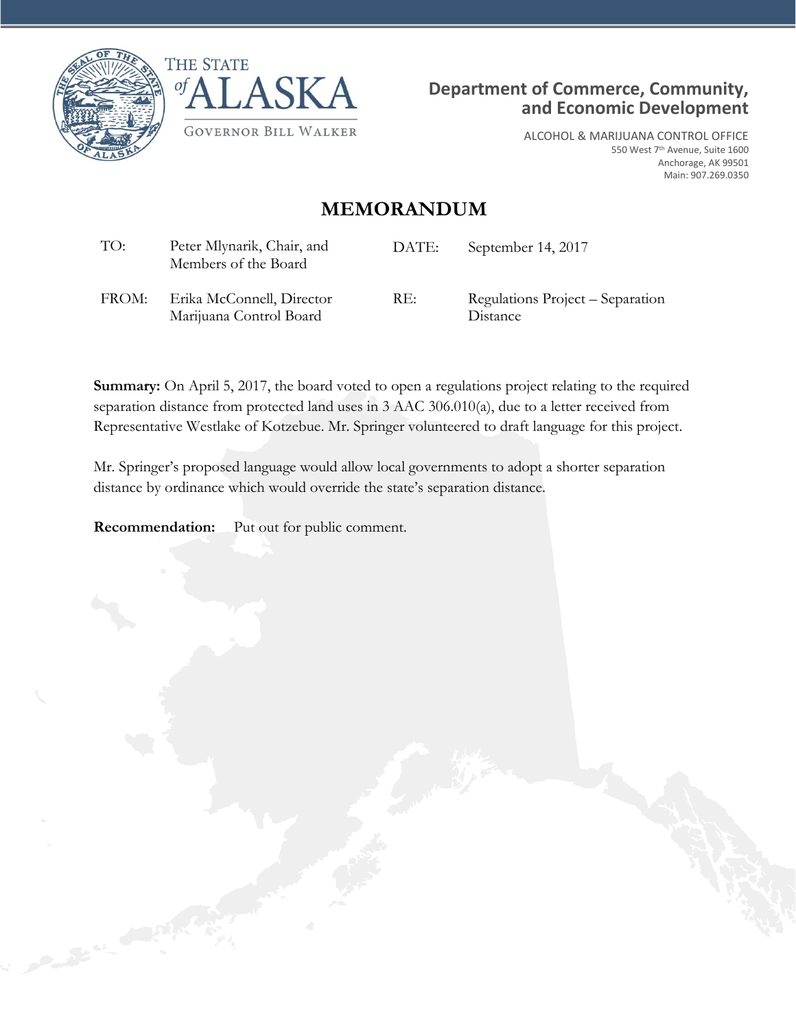THE STATE of ALASKA

GOVERNOR BILL WALKER

**Department of Commerce, Community, and Economic Development**

ALCOHOL & MARIJUANA CONTROL OFFICE
550 West 7th Avenue, Suite 1600
Anchorage, AK 99501
Main: 907.269.0350

# MEMORANDUM

| | | | |
|---|---|---|---|
| TO: | Peter Mlynarik, Chair, and Members of the Board | DATE: | September 14, 2017 |
| FROM: | Erika McConnell, Director Marijuana Control Board | RE: | Regulations Project – Separation Distance |

**Summary:** On April 5, 2017, the board voted to open a regulations project relating to the required separation distance from protected land uses in 3 AAC 306.010(a), due to a letter received from Representative Westlake of Kotzebue. Mr. Springer volunteered to draft language for this project.

Mr. Springer's proposed language would allow local governments to adopt a shorter separation distance by ordinance which would override the state's separation distance.

**Recommendation:** Put out for public comment.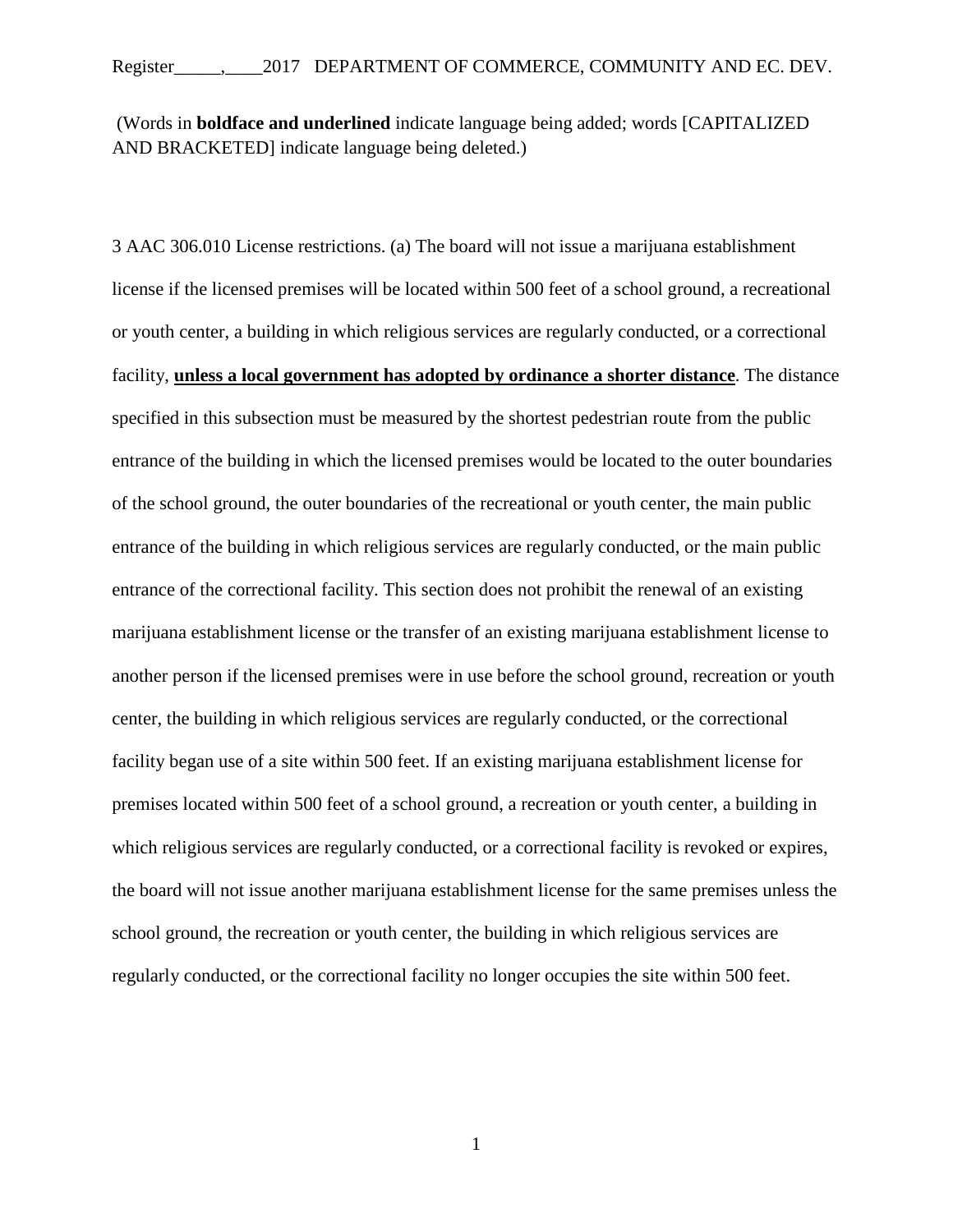(Words in **boldface and underlined** indicate language being added; words [CAPITALIZED AND BRACKETED] indicate language being deleted.)

3 AAC 306.010 License restrictions. (a) The board will not issue a marijuana establishment license if the licensed premises will be located within 500 feet of a school ground, a recreational or youth center, a building in which religious services are regularly conducted, or a correctional facility, **<u>unless a local government has adopted by ordinance a shorter distance</u>**. The distance specified in this subsection must be measured by the shortest pedestrian route from the public entrance of the building in which the licensed premises would be located to the outer boundaries of the school ground, the outer boundaries of the recreational or youth center, the main public entrance of the building in which religious services are regularly conducted, or the main public entrance of the correctional facility. This section does not prohibit the renewal of an existing marijuana establishment license or the transfer of an existing marijuana establishment license to another person if the licensed premises were in use before the school ground, recreation or youth center, the building in which religious services are regularly conducted, or the correctional facility began use of a site within 500 feet. If an existing marijuana establishment license for premises located within 500 feet of a school ground, a recreation or youth center, a building in which religious services are regularly conducted, or a correctional facility is revoked or expires, the board will not issue another marijuana establishment license for the same premises unless the school ground, the recreation or youth center, the building in which religious services are regularly conducted, or the correctional facility no longer occupies the site within 500 feet.